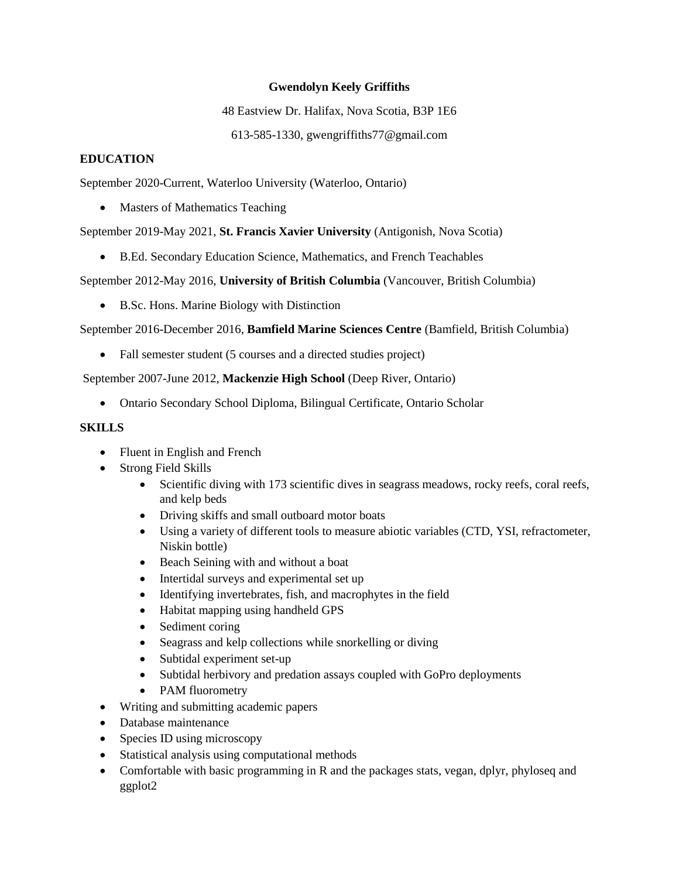**Gwendolyn Keely Griffiths**

48 Eastview Dr. Halifax, Nova Scotia, B3P 1E6

613-585-1330, gwengriffiths77@gmail.com

## EDUCATION

September 2020-Current, Waterloo University (Waterloo, Ontario)

- Masters of Mathematics Teaching

September 2019-May 2021, **St. Francis Xavier University** (Antigonish, Nova Scotia)

- B.Ed. Secondary Education Science, Mathematics, and French Teachables

September 2012-May 2016, **University of British Columbia** (Vancouver, British Columbia)

- B.Sc. Hons. Marine Biology with Distinction

September 2016-December 2016, **Bamfield Marine Sciences Centre** (Bamfield, British Columbia)

- Fall semester student (5 courses and a directed studies project)

September 2007-June 2012, **Mackenzie High School** (Deep River, Ontario)

- Ontario Secondary School Diploma, Bilingual Certificate, Ontario Scholar

## SKILLS

- Fluent in English and French
- Strong Field Skills
  - Scientific diving with 173 scientific dives in seagrass meadows, rocky reefs, coral reefs, and kelp beds
  - Driving skiffs and small outboard motor boats
  - Using a variety of different tools to measure abiotic variables (CTD, YSI, refractometer, Niskin bottle)
  - Beach Seining with and without a boat
  - Intertidal surveys and experimental set up
  - Identifying invertebrates, fish, and macrophytes in the field
  - Habitat mapping using handheld GPS
  - Sediment coring
  - Seagrass and kelp collections while snorkelling or diving
  - Subtidal experiment set-up
  - Subtidal herbivory and predation assays coupled with GoPro deployments
  - PAM fluorometry
- Writing and submitting academic papers
- Database maintenance
- Species ID using microscopy
- Statistical analysis using computational methods
- Comfortable with basic programming in R and the packages stats, vegan, dplyr, phyloseq and ggplot2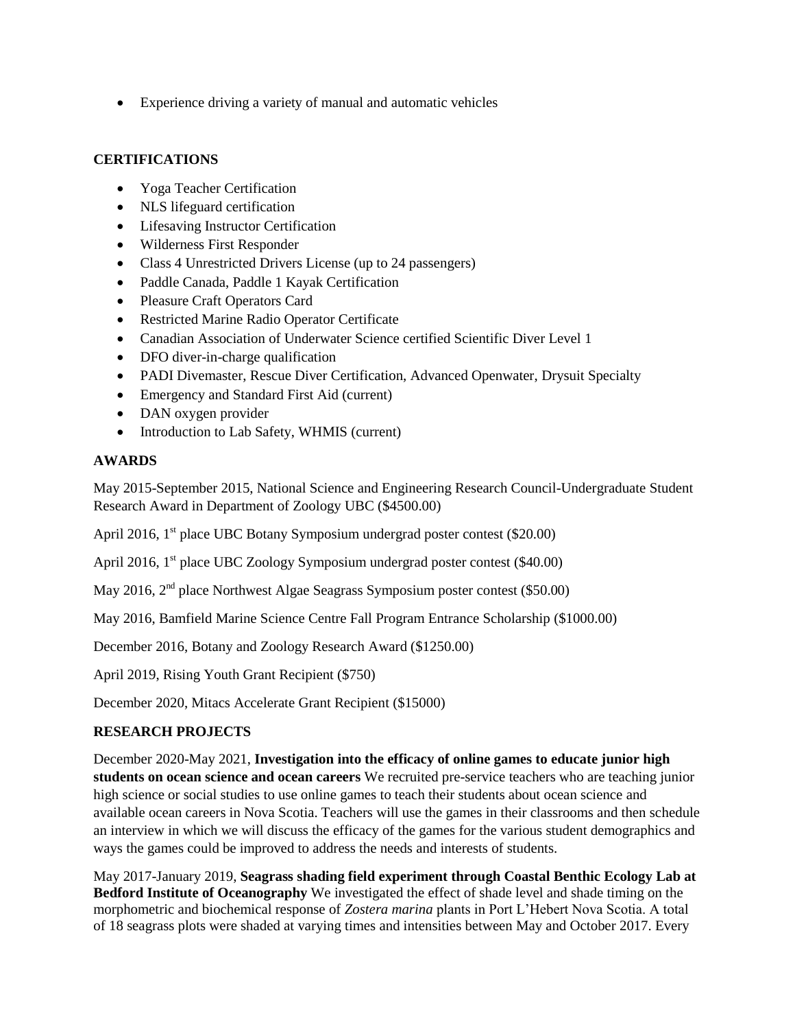- Experience driving a variety of manual and automatic vehicles

**CERTIFICATIONS**

- Yoga Teacher Certification
- NLS lifeguard certification
- Lifesaving Instructor Certification
- Wilderness First Responder
- Class 4 Unrestricted Drivers License (up to 24 passengers)
- Paddle Canada, Paddle 1 Kayak Certification
- Pleasure Craft Operators Card
- Restricted Marine Radio Operator Certificate
- Canadian Association of Underwater Science certified Scientific Diver Level 1
- DFO diver-in-charge qualification
- PADI Divemaster, Rescue Diver Certification, Advanced Openwater, Drysuit Specialty
- Emergency and Standard First Aid (current)
- DAN oxygen provider
- Introduction to Lab Safety, WHMIS (current)

**AWARDS**

May 2015-September 2015, National Science and Engineering Research Council-Undergraduate Student Research Award in Department of Zoology UBC ($4500.00)

April 2016, 1st place UBC Botany Symposium undergrad poster contest ($20.00)

April 2016, 1st place UBC Zoology Symposium undergrad poster contest ($40.00)

May 2016, 2nd place Northwest Algae Seagrass Symposium poster contest ($50.00)

May 2016, Bamfield Marine Science Centre Fall Program Entrance Scholarship ($1000.00)

December 2016, Botany and Zoology Research Award ($1250.00)

April 2019, Rising Youth Grant Recipient ($750)

December 2020, Mitacs Accelerate Grant Recipient ($15000)

**RESEARCH PROJECTS**

December 2020-May 2021, **Investigation into the efficacy of online games to educate junior high students on ocean science and ocean careers** We recruited pre-service teachers who are teaching junior high science or social studies to use online games to teach their students about ocean science and available ocean careers in Nova Scotia. Teachers will use the games in their classrooms and then schedule an interview in which we will discuss the efficacy of the games for the various student demographics and ways the games could be improved to address the needs and interests of students.

May 2017-January 2019, **Seagrass shading field experiment through Coastal Benthic Ecology Lab at Bedford Institute of Oceanography** We investigated the effect of shade level and shade timing on the morphometric and biochemical response of *Zostera marina* plants in Port L'Hebert Nova Scotia. A total of 18 seagrass plots were shaded at varying times and intensities between May and October 2017. Every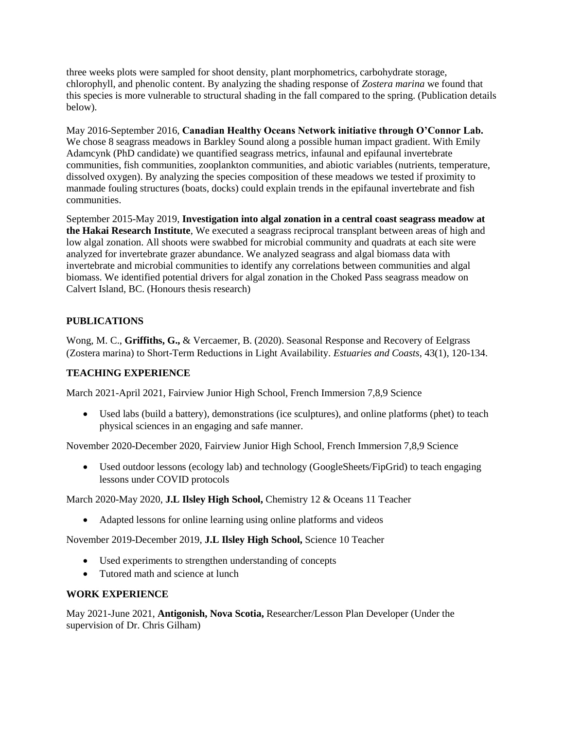three weeks plots were sampled for shoot density, plant morphometrics, carbohydrate storage, chlorophyll, and phenolic content. By analyzing the shading response of *Zostera marina* we found that this species is more vulnerable to structural shading in the fall compared to the spring. (Publication details below).

May 2016-September 2016, **Canadian Healthy Oceans Network initiative through O'Connor Lab.** We chose 8 seagrass meadows in Barkley Sound along a possible human impact gradient. With Emily Adamcynk (PhD candidate) we quantified seagrass metrics, infaunal and epifaunal invertebrate communities, fish communities, zooplankton communities, and abiotic variables (nutrients, temperature, dissolved oxygen). By analyzing the species composition of these meadows we tested if proximity to manmade fouling structures (boats, docks) could explain trends in the epifaunal invertebrate and fish communities.

September 2015-May 2019, **Investigation into algal zonation in a central coast seagrass meadow at the Hakai Research Institute**, We executed a seagrass reciprocal transplant between areas of high and low algal zonation. All shoots were swabbed for microbial community and quadrats at each site were analyzed for invertebrate grazer abundance. We analyzed seagrass and algal biomass data with invertebrate and microbial communities to identify any correlations between communities and algal biomass. We identified potential drivers for algal zonation in the Choked Pass seagrass meadow on Calvert Island, BC. (Honours thesis research)

## PUBLICATIONS

Wong, M. C., **Griffiths, G.,** & Vercaemer, B. (2020). Seasonal Response and Recovery of Eelgrass (Zostera marina) to Short-Term Reductions in Light Availability. *Estuaries and Coasts*, 43(1), 120-134.

## TEACHING EXPERIENCE

March 2021-April 2021, Fairview Junior High School, French Immersion 7,8,9 Science

- Used labs (build a battery), demonstrations (ice sculptures), and online platforms (phet) to teach physical sciences in an engaging and safe manner.

November 2020-December 2020, Fairview Junior High School, French Immersion 7,8,9 Science

- Used outdoor lessons (ecology lab) and technology (GoogleSheets/FipGrid) to teach engaging lessons under COVID protocols

March 2020-May 2020, **J.L Ilsley High School,** Chemistry 12 & Oceans 11 Teacher

- Adapted lessons for online learning using online platforms and videos

November 2019-December 2019, **J.L Ilsley High School,** Science 10 Teacher

- Used experiments to strengthen understanding of concepts
- Tutored math and science at lunch

## WORK EXPERIENCE

May 2021-June 2021, **Antigonish, Nova Scotia,** Researcher/Lesson Plan Developer (Under the supervision of Dr. Chris Gilham)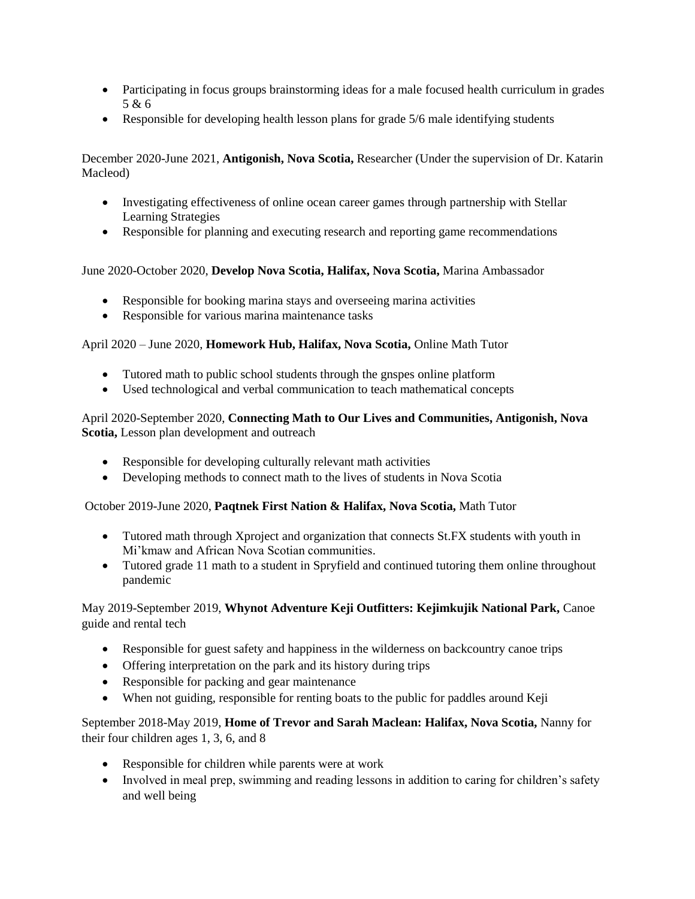- Participating in focus groups brainstorming ideas for a male focused health curriculum in grades 5 & 6
- Responsible for developing health lesson plans for grade 5/6 male identifying students

December 2020-June 2021, **Antigonish, Nova Scotia,** Researcher (Under the supervision of Dr. Katarin Macleod)

- Investigating effectiveness of online ocean career games through partnership with Stellar Learning Strategies
- Responsible for planning and executing research and reporting game recommendations

June 2020-October 2020, **Develop Nova Scotia, Halifax, Nova Scotia,** Marina Ambassador

- Responsible for booking marina stays and overseeing marina activities
- Responsible for various marina maintenance tasks

April 2020 – June 2020, **Homework Hub, Halifax, Nova Scotia,** Online Math Tutor

- Tutored math to public school students through the gnspes online platform
- Used technological and verbal communication to teach mathematical concepts

April 2020-September 2020, **Connecting Math to Our Lives and Communities, Antigonish, Nova Scotia,** Lesson plan development and outreach

- Responsible for developing culturally relevant math activities
- Developing methods to connect math to the lives of students in Nova Scotia

October 2019-June 2020, **Paqtnek First Nation & Halifax, Nova Scotia,** Math Tutor

- Tutored math through Xproject and organization that connects St.FX students with youth in Mi'kmaw and African Nova Scotian communities.
- Tutored grade 11 math to a student in Spryfield and continued tutoring them online throughout pandemic

May 2019-September 2019, **Whynot Adventure Keji Outfitters: Kejimkujik National Park,** Canoe guide and rental tech

- Responsible for guest safety and happiness in the wilderness on backcountry canoe trips
- Offering interpretation on the park and its history during trips
- Responsible for packing and gear maintenance
- When not guiding, responsible for renting boats to the public for paddles around Keji

September 2018-May 2019, **Home of Trevor and Sarah Maclean: Halifax, Nova Scotia,** Nanny for their four children ages 1, 3, 6, and 8

- Responsible for children while parents were at work
- Involved in meal prep, swimming and reading lessons in addition to caring for children's safety and well being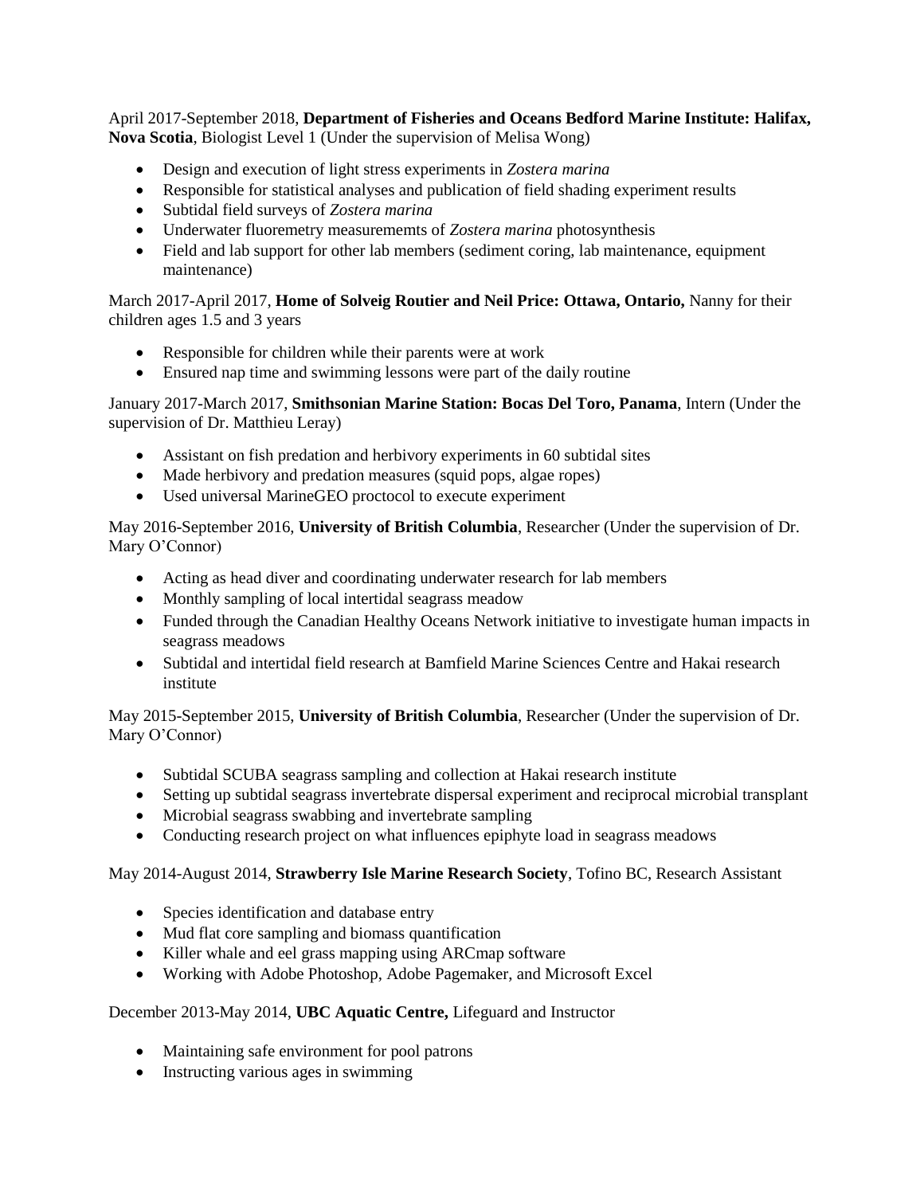April 2017-September 2018, **Department of Fisheries and Oceans Bedford Marine Institute: Halifax, Nova Scotia**, Biologist Level 1 (Under the supervision of Melisa Wong)

- Design and execution of light stress experiments in *Zostera marina*
- Responsible for statistical analyses and publication of field shading experiment results
- Subtidal field surveys of *Zostera marina*
- Underwater fluoremetry measurememts of *Zostera marina* photosynthesis
- Field and lab support for other lab members (sediment coring, lab maintenance, equipment maintenance)

March 2017-April 2017, **Home of Solveig Routier and Neil Price: Ottawa, Ontario,** Nanny for their children ages 1.5 and 3 years

- Responsible for children while their parents were at work
- Ensured nap time and swimming lessons were part of the daily routine

January 2017-March 2017, **Smithsonian Marine Station: Bocas Del Toro, Panama**, Intern (Under the supervision of Dr. Matthieu Leray)

- Assistant on fish predation and herbivory experiments in 60 subtidal sites
- Made herbivory and predation measures (squid pops, algae ropes)
- Used universal MarineGEO proctocol to execute experiment

May 2016-September 2016, **University of British Columbia**, Researcher (Under the supervision of Dr. Mary O'Connor)

- Acting as head diver and coordinating underwater research for lab members
- Monthly sampling of local intertidal seagrass meadow
- Funded through the Canadian Healthy Oceans Network initiative to investigate human impacts in seagrass meadows
- Subtidal and intertidal field research at Bamfield Marine Sciences Centre and Hakai research institute

May 2015-September 2015, **University of British Columbia**, Researcher (Under the supervision of Dr. Mary O'Connor)

- Subtidal SCUBA seagrass sampling and collection at Hakai research institute
- Setting up subtidal seagrass invertebrate dispersal experiment and reciprocal microbial transplant
- Microbial seagrass swabbing and invertebrate sampling
- Conducting research project on what influences epiphyte load in seagrass meadows

May 2014-August 2014, **Strawberry Isle Marine Research Society**, Tofino BC, Research Assistant

- Species identification and database entry
- Mud flat core sampling and biomass quantification
- Killer whale and eel grass mapping using ARCmap software
- Working with Adobe Photoshop, Adobe Pagemaker, and Microsoft Excel

December 2013-May 2014, **UBC Aquatic Centre,** Lifeguard and Instructor

- Maintaining safe environment for pool patrons
- Instructing various ages in swimming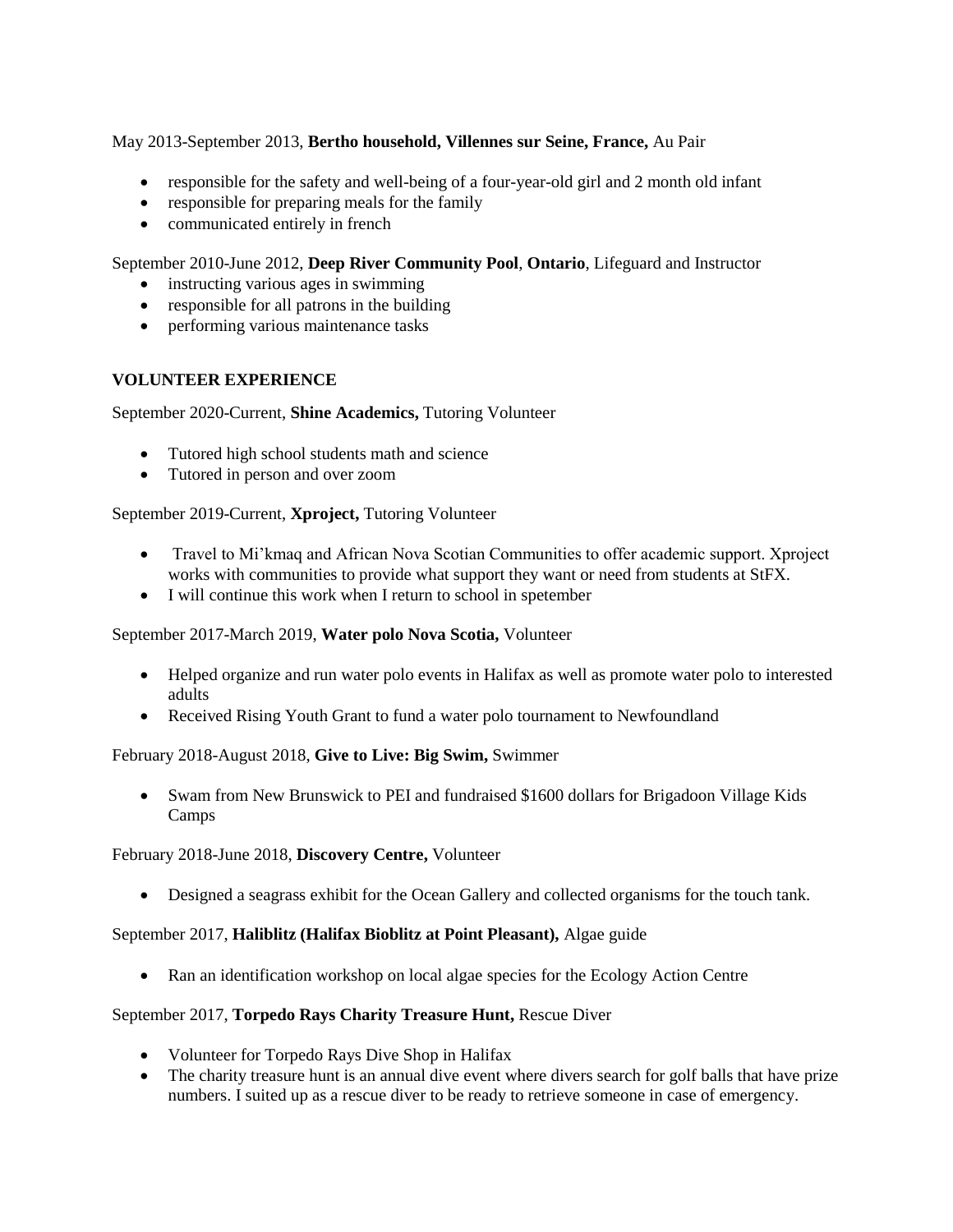May 2013-September 2013, **Bertho household, Villennes sur Seine, France,** Au Pair

- responsible for the safety and well-being of a four-year-old girl and 2 month old infant
- responsible for preparing meals for the family
- communicated entirely in french

September 2010-June 2012, **Deep River Community Pool**, **Ontario**, Lifeguard and Instructor

- instructing various ages in swimming
- responsible for all patrons in the building
- performing various maintenance tasks

**VOLUNTEER EXPERIENCE**

September 2020-Current, **Shine Academics,** Tutoring Volunteer

- Tutored high school students math and science
- Tutored in person and over zoom

September 2019-Current, **Xproject,** Tutoring Volunteer

- Travel to Mi'kmaq and African Nova Scotian Communities to offer academic support. Xproject works with communities to provide what support they want or need from students at StFX.
- I will continue this work when I return to school in spetember

September 2017-March 2019, **Water polo Nova Scotia,** Volunteer

- Helped organize and run water polo events in Halifax as well as promote water polo to interested adults
- Received Rising Youth Grant to fund a water polo tournament to Newfoundland

February 2018-August 2018, **Give to Live: Big Swim,** Swimmer

- Swam from New Brunswick to PEI and fundraised $1600 dollars for Brigadoon Village Kids Camps

February 2018-June 2018, **Discovery Centre,** Volunteer

- Designed a seagrass exhibit for the Ocean Gallery and collected organisms for the touch tank.

September 2017, **Haliblitz (Halifax Bioblitz at Point Pleasant),** Algae guide

- Ran an identification workshop on local algae species for the Ecology Action Centre

September 2017, **Torpedo Rays Charity Treasure Hunt,** Rescue Diver

- Volunteer for Torpedo Rays Dive Shop in Halifax
- The charity treasure hunt is an annual dive event where divers search for golf balls that have prize numbers. I suited up as a rescue diver to be ready to retrieve someone in case of emergency.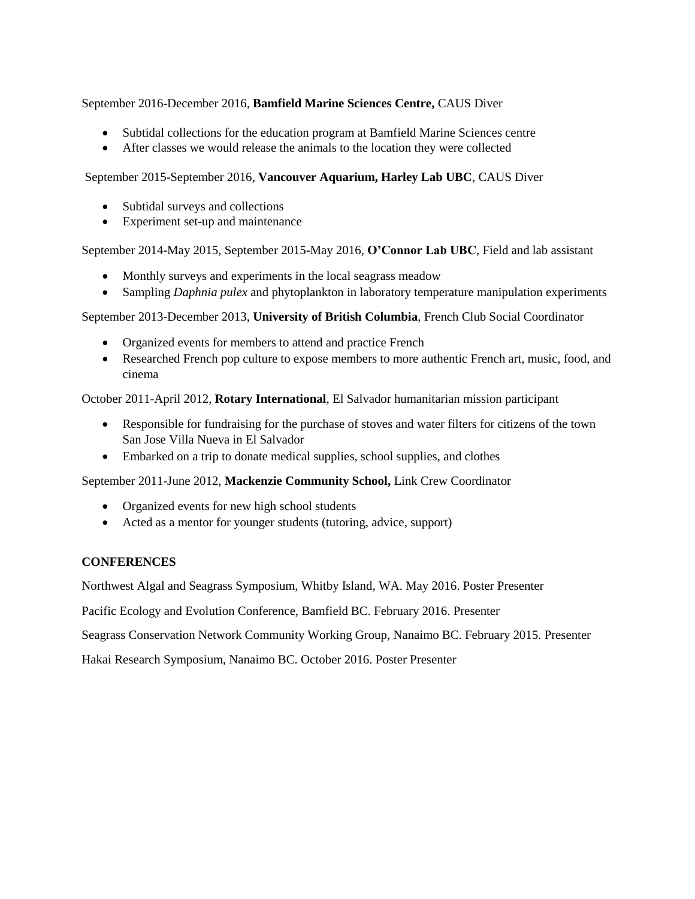September 2016-December 2016, **Bamfield Marine Sciences Centre,** CAUS Diver

- Subtidal collections for the education program at Bamfield Marine Sciences centre
- After classes we would release the animals to the location they were collected

September 2015-September 2016, **Vancouver Aquarium, Harley Lab UBC**, CAUS Diver

- Subtidal surveys and collections
- Experiment set-up and maintenance

September 2014-May 2015, September 2015-May 2016, **O'Connor Lab UBC**, Field and lab assistant

- Monthly surveys and experiments in the local seagrass meadow
- Sampling *Daphnia pulex* and phytoplankton in laboratory temperature manipulation experiments

September 2013-December 2013, **University of British Columbia**, French Club Social Coordinator

- Organized events for members to attend and practice French
- Researched French pop culture to expose members to more authentic French art, music, food, and cinema

October 2011-April 2012, **Rotary International**, El Salvador humanitarian mission participant

- Responsible for fundraising for the purchase of stoves and water filters for citizens of the town San Jose Villa Nueva in El Salvador
- Embarked on a trip to donate medical supplies, school supplies, and clothes

September 2011-June 2012, **Mackenzie Community School,** Link Crew Coordinator

- Organized events for new high school students
- Acted as a mentor for younger students (tutoring, advice, support)

**CONFERENCES**

Northwest Algal and Seagrass Symposium, Whitby Island, WA. May 2016. Poster Presenter

Pacific Ecology and Evolution Conference, Bamfield BC. February 2016. Presenter

Seagrass Conservation Network Community Working Group, Nanaimo BC. February 2015. Presenter

Hakai Research Symposium, Nanaimo BC. October 2016. Poster Presenter